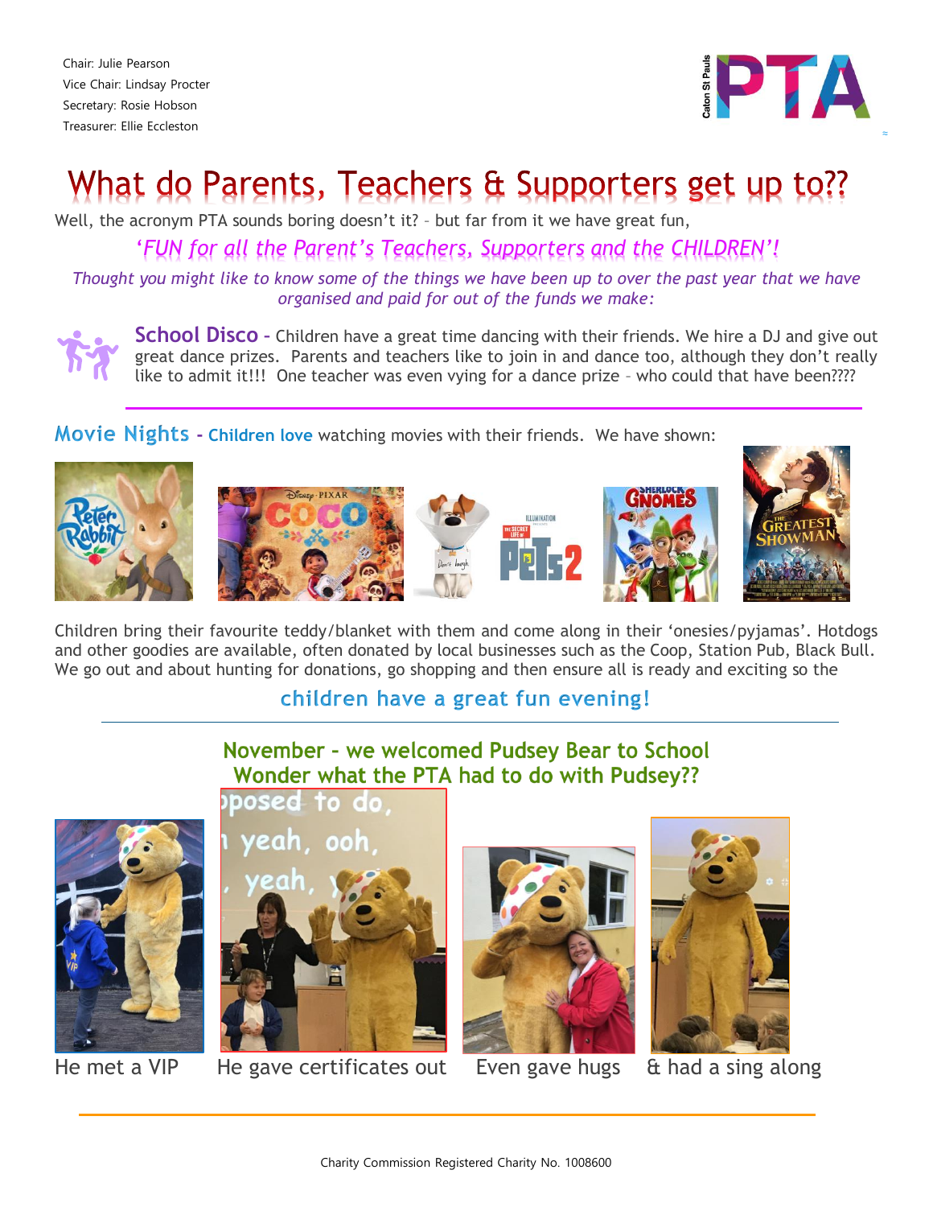Chair: Julie Pearson
Vice Chair: Lindsay Procter
Secretary: Rosie Hobson
Treasurer: Ellie Eccleston

# What do Parents, Teachers & Supporters get up to??

Well, the acronym PTA sounds boring doesn't it? – but far from it we have great fun,

*'FUN for all the Parent's Teachers, Supporters and the CHILDREN'!*

*Thought you might like to know some of the things we have been up to over the past year that we have organised and paid for out of the funds we make:*

**School Disco** – Children have a great time dancing with their friends. We hire a DJ and give out great dance prizes. Parents and teachers like to join in and dance too, although they don't really like to admit it!!! One teacher was even vying for a dance prize – who could that have been????

---

**Movie Nights** – **Children love** watching movies with their friends. We have shown:

Children bring their favourite teddy/blanket with them and come along in their 'onesies/pyjamas'. Hotdogs and other goodies are available, often donated by local businesses such as the Coop, Station Pub, Black Bull. We go out and about hunting for donations, go shopping and then ensure all is ready and exciting so the

**children have a great fun evening!**

---

**November – we welcomed Pudsey Bear to School**
**Wonder what the PTA had to do with Pudsey??**

He met a VIP

He gave certificates out

Even gave hugs

& had a sing along

---

Charity Commission Registered Charity No. 1008600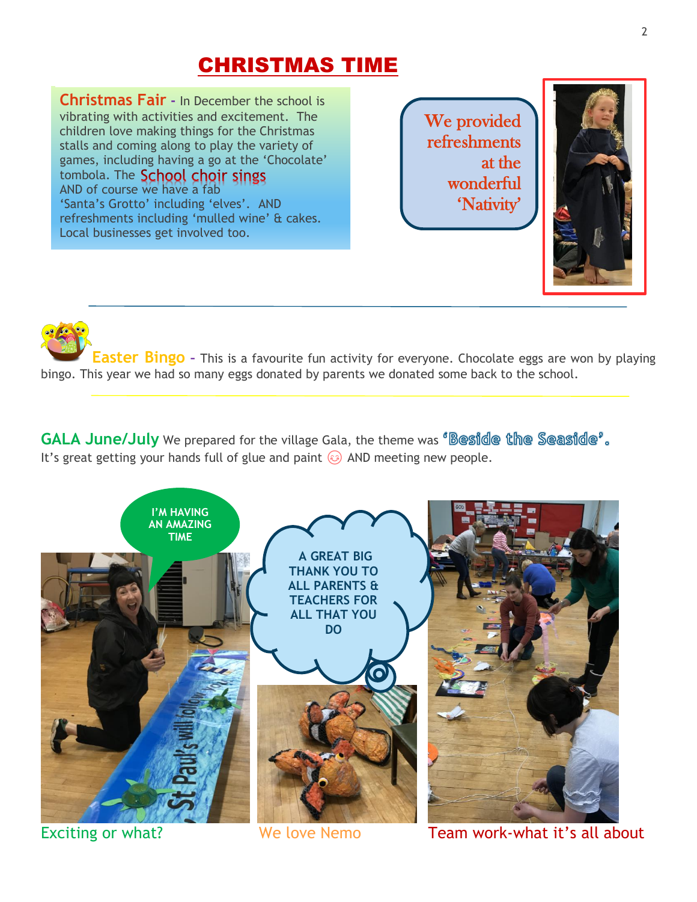# CHRISTMAS TIME

**Christmas Fair** - In December the school is vibrating with activities and excitement. The children love making things for the Christmas stalls and coming along to play the variety of games, including having a go at the 'Chocolate' tombola. The School choir sings AND of course we have a fab 'Santa's Grotto' including 'elves'. AND refreshments including 'mulled wine' & cakes. Local businesses get involved too.

We provided refreshments at the wonderful 'Nativity'

---

**Easter Bingo** - This is a favourite fun activity for everyone. Chocolate eggs are won by playing bingo. This year we had so many eggs donated by parents we donated some back to the school.

---

**GALA June/July** We prepared for the village Gala, the theme was **'Beside the Seaside'.** It's great getting your hands full of glue and paint ☺ AND meeting new people.

I'M HAVING AN AMAZING TIME

A GREAT BIG THANK YOU TO ALL PARENTS & TEACHERS FOR ALL THAT YOU DO

Exciting or what?

We love Nemo

Team work-what it's all about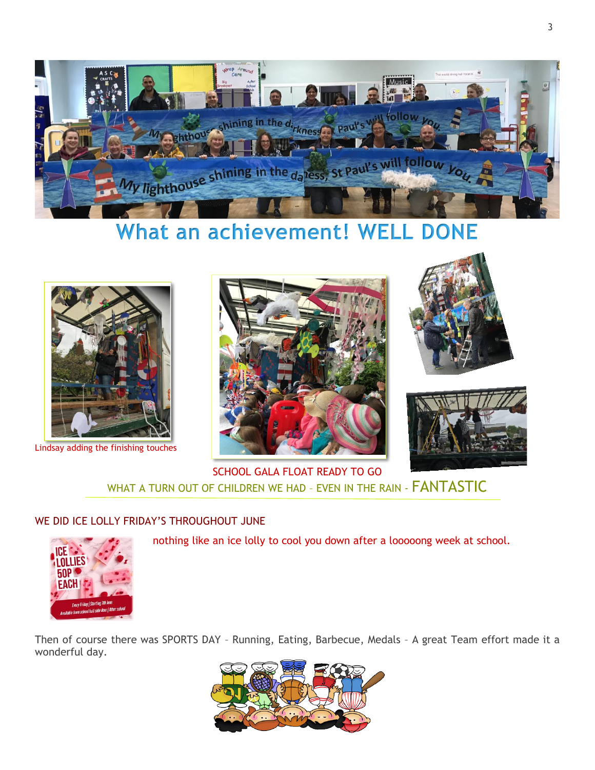# What an achievement! WELL DONE

Lindsay adding the finishing touches

SCHOOL GALA FLOAT READY TO GO

WHAT A TURN OUT OF CHILDREN WE HAD – EVEN IN THE RAIN - FANTASTIC

WE DID ICE LOLLY FRIDAY'S THROUGHOUT JUNE

nothing like an ice lolly to cool you down after a looooong week at school.

Then of course there was SPORTS DAY – Running, Eating, Barbecue, Medals – A great Team effort made it a wonderful day.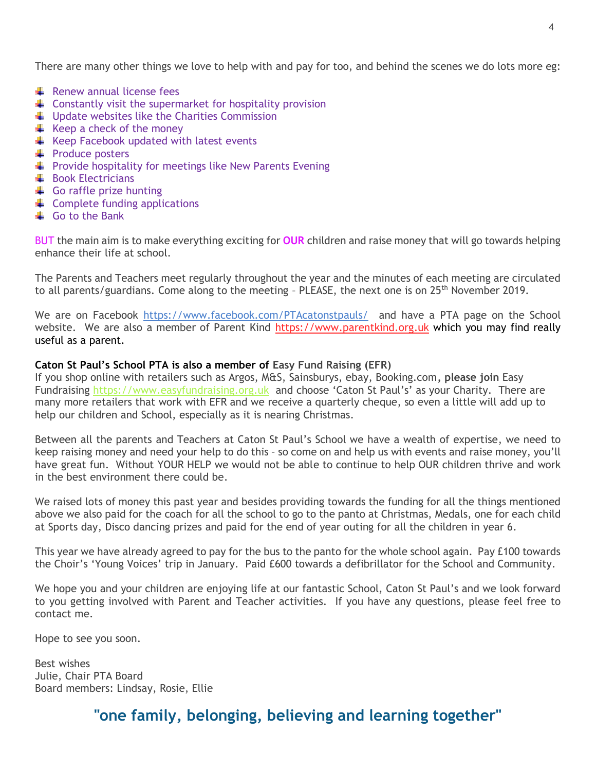There are many other things we love to help with and pay for too, and behind the scenes we do lots more eg:

- Renew annual license fees
- Constantly visit the supermarket for hospitality provision
- Update websites like the Charities Commission
- Keep a check of the money
- Keep Facebook updated with latest events
- Produce posters
- Provide hospitality for meetings like New Parents Evening
- Book Electricians
- Go raffle prize hunting
- Complete funding applications
- Go to the Bank

BUT the main aim is to make everything exciting for **OUR** children and raise money that will go towards helping enhance their life at school.

The Parents and Teachers meet regularly throughout the year and the minutes of each meeting are circulated to all parents/guardians. Come along to the meeting – PLEASE, the next one is on 25th November 2019.

We are on Facebook https://www.facebook.com/PTAcatonstpauls/ and have a PTA page on the School website. We are also a member of Parent Kind https://www.parentkind.org.uk which you may find really useful as a parent.

**Caton St Paul's School PTA is also a member of Easy Fund Raising (EFR)**
If you shop online with retailers such as Argos, M&S, Sainsburys, ebay, Booking.com, **please join** Easy Fundraising https://www.easyfundraising.org.uk and choose 'Caton St Paul's' as your Charity. There are many more retailers that work with EFR and we receive a quarterly cheque, so even a little will add up to help our children and School, especially as it is nearing Christmas.

Between all the parents and Teachers at Caton St Paul's School we have a wealth of expertise, we need to keep raising money and need your help to do this – so come on and help us with events and raise money, you'll have great fun. Without YOUR HELP we would not be able to continue to help OUR children thrive and work in the best environment there could be.

We raised lots of money this past year and besides providing towards the funding for all the things mentioned above we also paid for the coach for all the school to go to the panto at Christmas, Medals, one for each child at Sports day, Disco dancing prizes and paid for the end of year outing for all the children in year 6.

This year we have already agreed to pay for the bus to the panto for the whole school again. Pay £100 towards the Choir's 'Young Voices' trip in January. Paid £600 towards a defibrillator for the School and Community.

We hope you and your children are enjoying life at our fantastic School, Caton St Paul's and we look forward to you getting involved with Parent and Teacher activities. If you have any questions, please feel free to contact me.

Hope to see you soon.

Best wishes
Julie, Chair PTA Board
Board members: Lindsay, Rosie, Ellie

## "one family, belonging, believing and learning together"